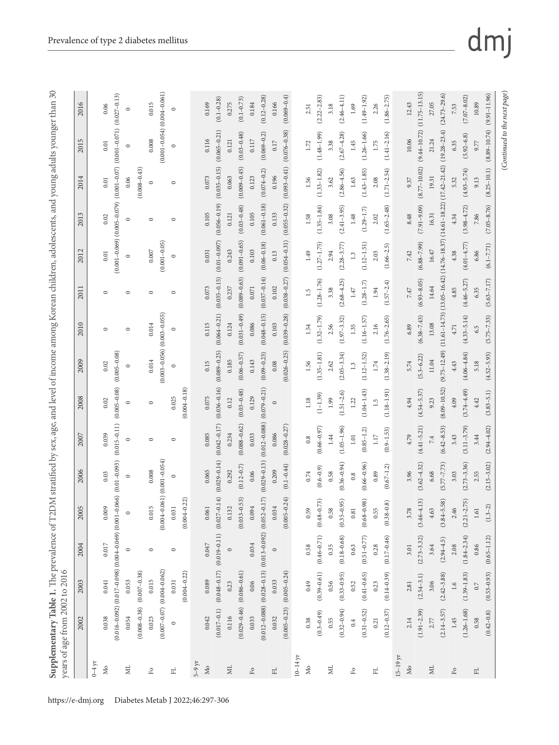**Supplementary Table 1.** The prevalence of T2DM stratified by sex, age, and level of income among Korean children, adolescents, and young adults younger than 30 years of age from 2002 to 2016

| | 2002 | 2003 | 2004 | 2005 | 2006 | 2007 | 2008 | 2009 | 2010 | 2011 | 2012 | 2013 | 2014 | 2015 | 2016 |
|---|---|---|---|---|---|---|---|---|---|---|---|---|---|---|---|
| **0–4 yr** | | | | | | | | | | | | | | | |
| Mo | 0.038 (0.016–0.092) | 0.041 (0.017–0.098) | 0.017 (0.004–0.069) | 0.009 (0.001–0.066) | 0.03 (0.01–0.093) | 0.039 (0.015–0.11) | 0.02 (0.005–0.08) | 0.02 (0.005–0.08) | 0 | 0 | 0.01 (0.001–0.069) | 0.02 (0.005–0.079) | 0.01 (0.001–0.07) | 0.01 (0.001–0.071) | 0.06 (0.027–0.13) |
| ML | 0.054 (0.008–0.38) | 0.053 (0.007–0.38) | 0 | 0 | 0 | 0 | 0 | 0 | 0 | 0 | 0 | 0 | 0.06 (0.008–0.43) | 0 | 0 |
| Fo | 0.023 (0.007–0.07) | 0.015 (0.004–0.062) | 0 | 0.015 (0.004–0.061) | 0.008 (0.001–0.054) | 0 | 0 | 0.014 (0.003–0.056) | 0.014 (0.003–0.055) | 0 | 0.007 (0.001–0.05) | 0 | 0 | 0.008 (0.001–0.054) | 0.015 (0.004–0.061) |
| FL | 0 | 0.031 (0.004–0.22) | 0 | 0.031 (0.004–0.22) | 0 | 0 | 0.025 (0.004–0.18) | 0 | 0 | 0 | 0 | 0 | 0 | 0 | 0 |
| **5–9 yr** | | | | | | | | | | | | | | | |
| Mo | 0.042 (0.017–0.1) | 0.089 (0.048–0.17) | 0.047 (0.019–0.11) | 0.061 (0.027–0.14) | 0.065 (0.029–0.14) | 0.085 (0.042–0.17) | 0.075 (0.036–0.16) | 0.15 (0.089–0.25) | 0.115 (0.064–0.21) | 0.073 (0.035–0.15) | 0.031 (0.01–0.097) | 0.105 (0.056–0.19) | 0.073 (0.035–0.15) | 0.116 (0.065–0.21) | 0.169 (0.1–0.28) |
| ML | 0.116 (0.029–0.46) | 0.23 (0.086–0.61) | 0 | 0.132 (0.033–0.53) | 0.292 (0.12–0.7) | 0.234 (0.088–0.62) | 0.12 (0.03–0.48) | 0.185 (0.06–0.57) | 0.124 (0.031–0.49) | 0.237 (0.089–0.63) | 0.243 (0.091–0.65) | 0.121 (0.03–0.48) | 0.063 (0.009–0.45) | 0.121 (0.03–0.48) | 0.275 (0.1–0.73) |
| Fo | 0.033 (0.012–0.088) | 0.06 (0.028–0.13) | 0.034 (0.013–0.092) | 0.094 (0.052–0.17) | 0.06 (0.029–0.13) | 0.033 (0.012–0.088) | 0.129 (0.079–0.21) | 0.143 (0.09–0.23) | 0.086 (0.048–0.15) | 0.071 (0.037–0.14) | 0.103 (0.06–0.18) | 0.105 (0.061–0.18) | 0.123 (0.074–0.2) | 0.117 (0.069–0.2) | 0.184 (0.12–0.28) |
| FL | 0.032 (0.005–0.23) | 0.033 (0.005–0.24) | 0 | 0.034 (0.005–0.24) | 0.209 (0.1–0.44) | 0.086 (0.028–0.27) | 0 | 0.08 (0.026–0.25) | 0.103 (0.039–0.28) | 0.102 (0.038–0.27) | 0.13 (0.054–0.31) | 0.133 (0.055–0.32) | 0.196 (0.093–0.41) | 0.17 (0.076–0.38) | 0.166 (0.069–0.4) |
| **10–14 yr** | | | | | | | | | | | | | | | |
| Mo | 0.38 (0.3–0.49) | 0.49 (0.39–0.61) | 0.58 (0.46–0.71) | 0.59 (0.48–0.73) | 0.74 (0.6–0.9) | 0.8 (0.66–0.97) | 1.18 (1–1.39) | 1.56 (1.35–1.81) | 1.54 (1.32–1.79) | 1.5 (1.28–1.76) | 1.49 (1.27–1.75) | 1.58 (1.35–1.84) | 1.56 (1.33–1.82) | 1.72 (1.48–1.99) | 2.51 (2.22–2.83) |
| ML | 0.55 (0.32–0.94) | 0.56 (0.33–0.95) | 0.35 (0.18–0.68) | 0.58 (0.35–0.95) | 0.58 (0.36–0.94) | 1.44 (1.05–1.96) | 1.99 (1.51–2.6) | 2.62 (2.05–3.34) | 2.56 (1.97–3.32) | 3.38 (2.68–4.25) | 2.94 (2.28–3.77) | 3.08 (2.41–3.95) | 3.62 (2.86–4.56) | 3.38 (2.67–4.28) | 3.18 (2.46–4.11) |
| Fo | 0.4 (0.31–0.52) | 0.52 (0.41–0.65) | 0.63 (0.51–0.77) | 0.81 (0.68–0.98) | 0.8 (0.66–0.96) | 1.01 (0.85–1.2) | 1.22 (1.04–1.43) | 1.3 (1.12–1.52) | 1.35 (1.16–1.57) | 1.47 (1.28–1.7) | 1.3 (1.12–1.51) | 1.48 (1.29–1.7) | 1.63 (1.43–1.85) | 1.45 (1.26–1.66) | 1.69 (1.49–1.92) |
| FL | 0.21 (0.12–0.37) | 0.23 (0.14–0.39) | 0.28 (0.17–0.46) | 0.55 (0.38–0.8) | 0.89 (0.67–1.2) | 1.17 (0.9–1.53) | 1.5 (1.18–1.91) | 1.74 (1.38–2.19) | 2.16 (1.76–2.65) | 1.94 (1.57–2.4) | 2.03 (1.66–2.5) | 2.02 (1.65–2.48) | 2.08 (1.71–2.54) | 1.75 (1.41–2.16) | 2.26 (1.86–2.75) |
| **15–19 yr** | | | | | | | | | | | | | | | |
| Mo | 2.14 (1.91–2.39) | 2.81 (2.54–3.1) | 3.01 (2.73–3.32) | 3.78 (3.46–4.13) | 3.96 (3.62–4.32) | 4.79 (4.41–5.21) | 4.94 (4.54–5.37) | 5.74 (5.3–6.22) | 6.89 (6.38–7.43) | 7.47 (6.93–8.05) | 7.42 (6.88–7.99) | 8.48 (7.91–9.09) | 9.37 (8.77–10.02) | 10.06 (9.44–10.72) | 12.43 (11.75–13.15) |
| ML | 2.77 (2.14–3.57) | 3.06 (2.42–3.88) | 3.64 (2.94–4.5) | 4.63 (3.84–5.58) | 6.68 (5.77–7.73) | 7.4 (6.42–8.53) | 9.23 (8.09–10.52) | 11.04 (9.75–12.49) | 13.08 (11.61–14.73) | 14.64 (13.05–16.42) | 16.47 (14.76–18.37) | 16.31 (14.61–18.22) | 19.31 (17.42–21.42) | 21.24 (19.28–23.4) | 27.05 (24.73–29.6) |
| Fo | 1.45 (1.26–1.68) | 1.6 (1.39–1.83) | 2.08 (1.84–2.34) | 2.46 (2.21–2.75) | 3.03 (2.73–3.36) | 3.43 (3.11–3.79) | 4.09 (3.74–4.49) | 4.43 (4.06–4.84) | 4.71 (4.33–5.14) | 4.85 (4.46–5.27) | 4.38 (4.01–4.77) | 4.34 (3.98–4.72) | 5.32 (4.93–5.74) | 6.35 (5.92–6.8) | 7.53 (7.07–8.02) |
| FL | 0.58 (0.42–0.8) | 0.7 (0.53–0.93) | 0.86 (0.65–1.12) | 1.61 (1.3–2) | 2.55 (2.15–3.02) | 3.44 (2.94–4.02) | 4.42 (3.83–5.1) | 5.18 (4.52–5.93) | 6.5 (5.75–7.33) | 6.35 (5.63–7.17) | 6.86 (6.1–7.71) | 7.86 (7.05–8.76) | 9.13 (8.25–10.1) | 9.77 (8.89–10.74) | 10.89 (9.91–11.96) |

(*Continued to the next page*)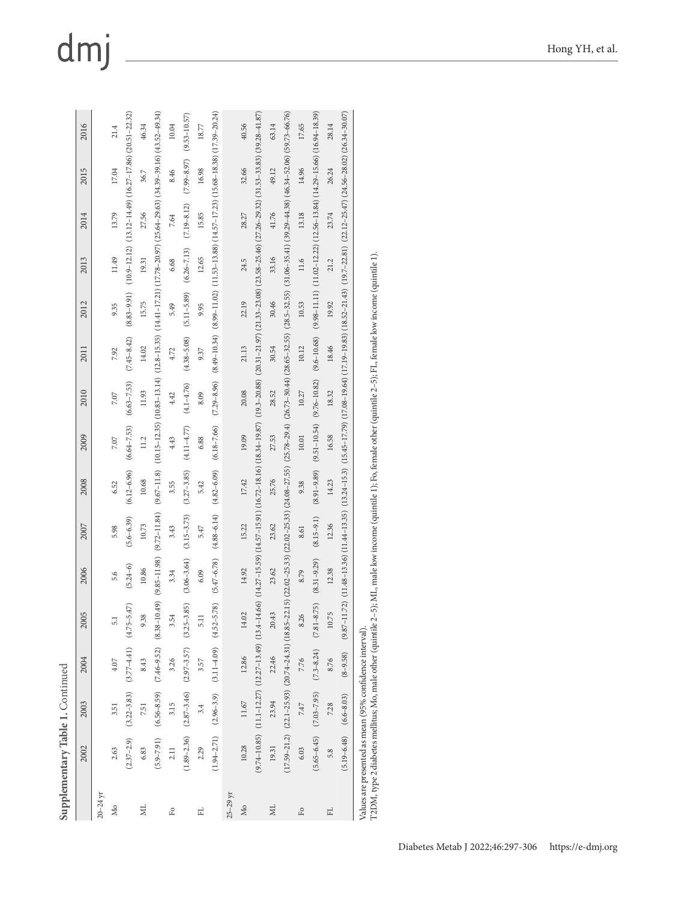**Supplementary Table 1.** Continued

| | 2002 | 2003 | 2004 | 2005 | 2006 | 2007 | 2008 | 2009 | 2010 | 2011 | 2012 | 2013 | 2014 | 2015 | 2016 |
|---|---|---|---|---|---|---|---|---|---|---|---|---|---|---|---|
| 20–24 yr | | | | | | | | | | | | | | | |
| Mo | 2.63 | 3.51 | 4.07 | 5.1 | 5.6 | 5.98 | 6.52 | 7.07 | 7.07 | 7.92 | 9.35 | 11.49 | 13.79 | 17.04 | 21.4 |
| | (2.37–2.9) | (3.22–3.83) | (3.77–4.41) | (4.75–5.47) | (5.24–6) | (5.6–6.39) | (6.12–6.96) | (6.64–7.53) | (6.63–7.53) | (7.45–8.42) | (8.83–9.91) | (10.9–12.12) | (13.12–14.49) | (16.27–17.86) | (20.51–22.32) |
| ML | 6.83 | 7.51 | 8.43 | 9.38 | 10.86 | 10.73 | 10.68 | 11.2 | 11.93 | 14.02 | 15.75 | 19.31 | 27.56 | 36.7 | 46.34 |
| | (5.9–7.91) | (6.56–8.59) | (7.46–9.52) | (8.38–10.49) | (9.85–11.98) | (9.72–11.84) | (9.67–11.8) | (10.15–12.35) | (10.83–13.14) | (12.8–15.35) | (14.41–17.21) | (17.78–20.97) | (25.64–29.63) | (34.39–39.16) | (43.52–49.34) |
| Fo | 2.11 | 3.15 | 3.26 | 3.54 | 3.34 | 3.43 | 3.55 | 4.43 | 4.42 | 4.72 | 5.49 | 6.68 | 7.64 | 8.46 | 10.04 |
| | (1.89–2.36) | (2.87–3.46) | (2.97–3.57) | (3.25–3.85) | (3.06–3.64) | (3.15–3.73) | (3.27–3.85) | (4.11–4.77) | (4.1–4.76) | (4.38–5.08) | (5.11–5.89) | (6.26–7.13) | (7.19–8.12) | (7.99–8.97) | (9.53–10.57) |
| FL | 2.29 | 3.4 | 3.57 | 5.11 | 6.09 | 5.47 | 5.42 | 6.88 | 8.09 | 9.37 | 9.95 | 12.65 | 15.85 | 16.98 | 18.77 |
| | (1.94–2.71) | (2.96–3.9) | (3.11–4.09) | (4.52–5.78) | (5.47–6.78) | (4.88–6.14) | (4.82–6.09) | (6.18–7.66) | (7.29–8.96) | (8.49–10.34) | (8.99–11.02) | (11.53–13.88) | (14.57–17.23) | (15.68–18.38) | (17.39–20.24) |
| 25–29 yr | | | | | | | | | | | | | | | |
| Mo | 10.28 | 11.67 | 12.86 | 14.02 | 14.92 | 15.22 | 17.42 | 19.09 | 20.08 | 21.13 | 22.19 | 24.5 | 28.27 | 32.66 | 40.56 |
| | (9.74–10.85) | (11.1–12.27) | (12.27–13.49) | (13.4–14.66) | (14.27–15.59) | (14.57–15.91) | (16.72–18.16) | (18.34–19.87) | (19.3–20.88) | (20.31–21.97) | (21.33–23.08) | (23.58–25.46) | (27.26–29.32) | (31.53–33.83) | (39.28–41.87) |
| ML | 19.31 | 23.94 | 22.46 | 20.43 | 23.62 | 23.62 | 25.76 | 27.53 | 28.52 | 30.54 | 30.46 | 33.16 | 41.76 | 49.12 | 63.14 |
| | (17.59–21.2) | (22.1–25.93) | (20.74–24.31) | (18.85–22.15) | (22.02–25.33) | (22.02–25.33) | (24.08–27.55) | (25.78–29.4) | (26.73–30.44) | (28.65–32.55) | (28.5–32.55) | (31.06–35.41) | (39.29–44.38) | (46.34–52.06) | (59.73–66.76) |
| Fo | 6.03 | 7.47 | 7.76 | 8.26 | 8.79 | 8.61 | 9.38 | 10.01 | 10.27 | 10.12 | 10.53 | 11.6 | 13.18 | 14.96 | 17.65 |
| | (5.65–6.45) | (7.03–7.95) | (7.3–8.24) | (7.81–8.75) | (8.31–9.29) | (8.15–9.1) | (8.91–9.89) | (9.51–10.54) | (9.76–10.82) | (9.6–10.68) | (9.98–11.11) | (11.02–12.22) | (12.56–13.84) | (14.29–15.66) | (16.94–18.39) |
| FL | 5.8 | 7.28 | 8.76 | 10.75 | 12.38 | 12.36 | 14.23 | 16.58 | 18.32 | 18.46 | 19.92 | 21.2 | 23.74 | 26.24 | 28.14 |
| | (5.19–6.48) | (6.6–8.03) | (8–9.58) | (9.87–11.72) | (11.48–13.36) | (11.44–13.35) | (13.24–15.3) | (15.45–17.79) | (17.08–19.64) | (17.19–19.83) | (18.52–21.43) | (19.7–22.81) | (22.12–25.47) | (24.56–28.02) | (26.34–30.07) |

Values are presented as mean (95% confidence interval).
T2DM, type 2 diabetes mellitus; Mo, male other (quintile 2–5); ML, male low income (quintile 1); Fo, female other (quintile 2–5); FL, female low income (quintile 1).